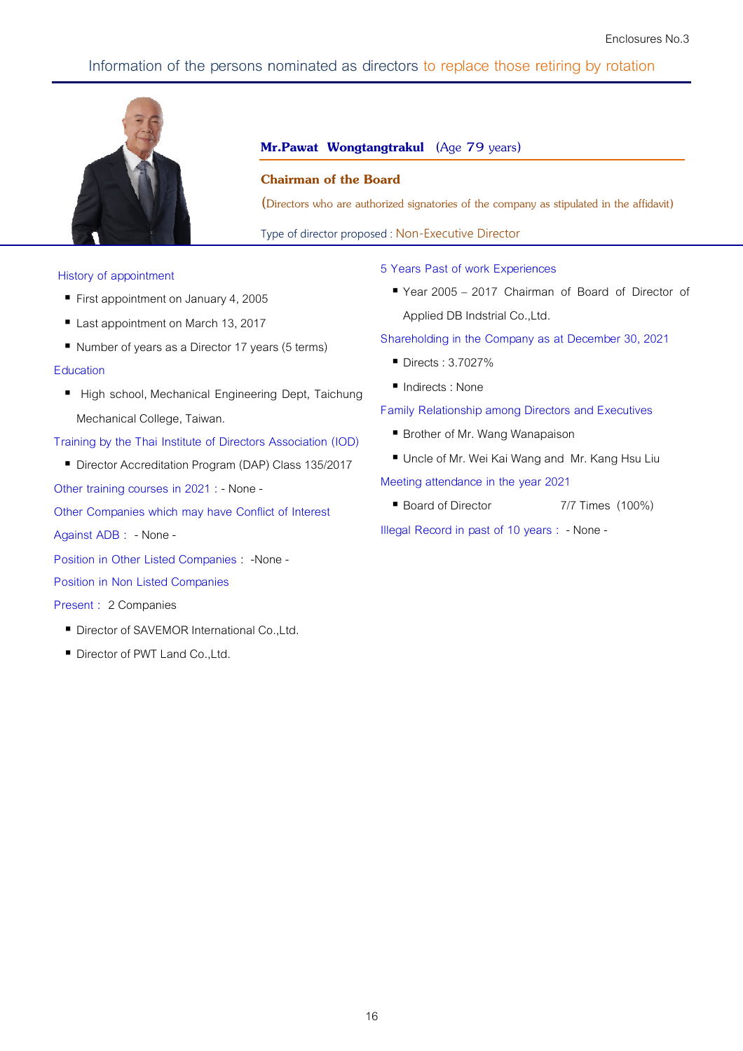Enclosures No.3

## Information of the persons nominated as directors to replace those retiring by rotation

**Mr.Pawat Wongtangtrakul** (Age 79 years)

**Chairman of the Board**

(Directors who are authorized signatories of the company as stipulated in the affidavit)

Type of director proposed : Non-Executive Director

**History of appointment**

- First appointment on January 4, 2005
- Last appointment on March 13, 2017
- Number of years as a Director 17 years (5 terms)

**Education**

- High school, Mechanical Engineering Dept, Taichung Mechanical College, Taiwan.

**Training by the Thai Institute of Directors Association (IOD)**

- Director Accreditation Program (DAP) Class 135/2017

**Other training courses in 2021** : - None -

**Other Companies which may have Conflict of Interest Against ADB** : - None -

**Position in Other Listed Companies** : -None -

**Position in Non Listed Companies**

**Present** : 2 Companies

- Director of SAVEMOR International Co.,Ltd.
- Director of PWT Land Co.,Ltd.

**5 Years Past of work Experiences**

- Year 2005 – 2017 Chairman of Board of Director of Applied DB Indstrial Co.,Ltd.

**Shareholding in the Company as at December 30, 2021**

- Directs : 3.7027%
- Indirects : None

**Family Relationship among Directors and Executives**

- Brother of Mr. Wang Wanapaison
- Uncle of Mr. Wei Kai Wang and Mr. Kang Hsu Liu

**Meeting attendance in the year 2021**

- Board of Director 7/7 Times (100%)

**Illegal Record in past of 10 years** : - None -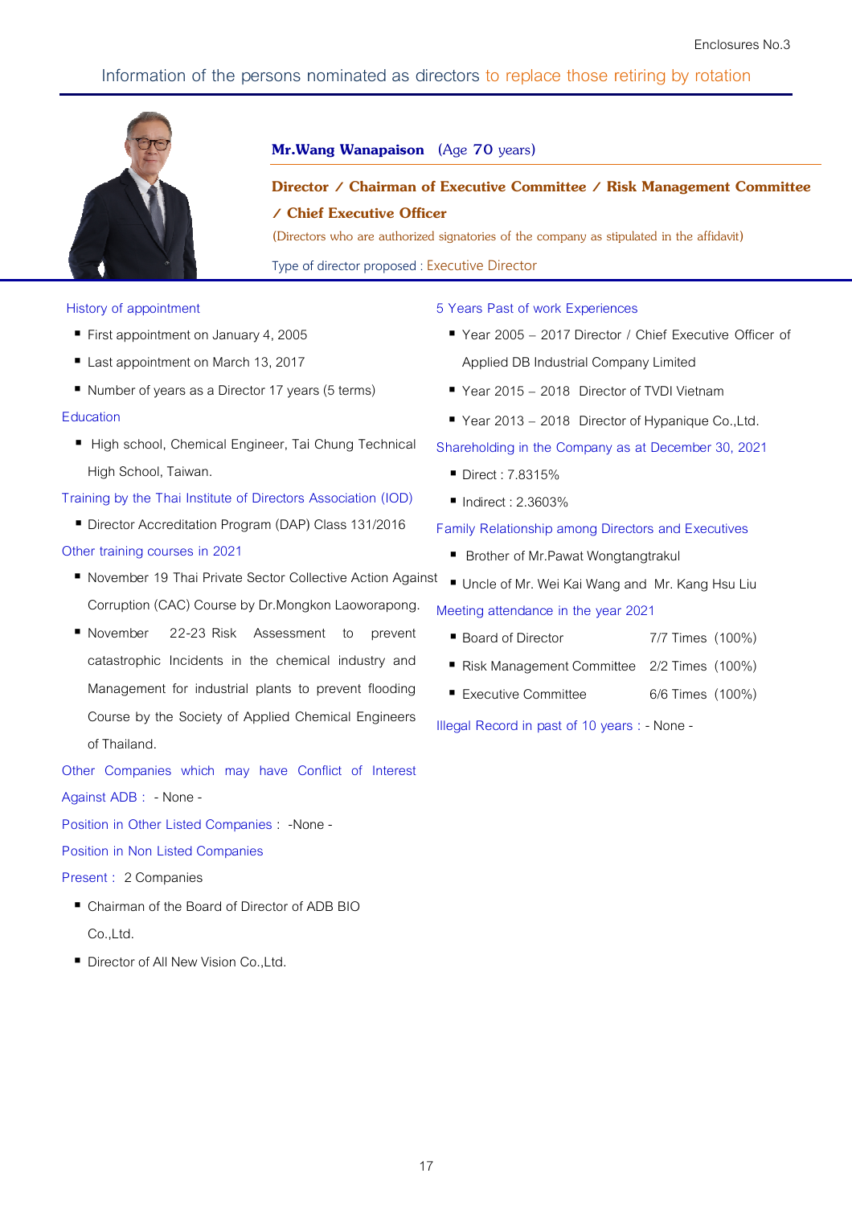## Information of the persons nominated as directors to replace those retiring by rotation

**Mr.Wang Wanapaison** (Age 70 years)

**Director / Chairman of Executive Committee / Risk Management Committee / Chief Executive Officer**

(Directors who are authorized signatories of the company as stipulated in the affidavit)

Type of director proposed : Executive Director

### History of appointment

- First appointment on January 4, 2005
- Last appointment on March 13, 2017
- Number of years as a Director 17 years (5 terms)

### Education

- High school, Chemical Engineer, Tai Chung Technical High School, Taiwan.

### Training by the Thai Institute of Directors Association (IOD)

- Director Accreditation Program (DAP) Class 131/2016

### Other training courses in 2021

- November 19 Thai Private Sector Collective Action Against Corruption (CAC) Course by Dr.Mongkon Laoworapong.
- November 22-23 Risk Assessment to prevent catastrophic Incidents in the chemical industry and Management for industrial plants to prevent flooding Course by the Society of Applied Chemical Engineers of Thailand.

### Other Companies which may have Conflict of Interest Against ADB : - None -

### Position in Other Listed Companies : -None -

### Position in Non Listed Companies

Present : 2 Companies

- Chairman of the Board of Director of ADB BIO Co.,Ltd.
- Director of All New Vision Co.,Ltd.

### 5 Years Past of work Experiences

- Year 2005 – 2017 Director / Chief Executive Officer of Applied DB Industrial Company Limited
- Year 2015 – 2018 Director of TVDI Vietnam
- Year 2013 – 2018 Director of Hypanique Co.,Ltd.

### Shareholding in the Company as at December 30, 2021

- Direct : 7.8315%
- Indirect : 2.3603%

### Family Relationship among Directors and Executives

- Brother of Mr.Pawat Wongtangtrakul
- Uncle of Mr. Wei Kai Wang and Mr. Kang Hsu Liu

### Meeting attendance in the year 2021

| Meeting | Attendance | |
|---|---|---|
| Board of Director | 7/7 Times | (100%) |
| Risk Management Committee | 2/2 Times | (100%) |
| Executive Committee | 6/6 Times | (100%) |

### Illegal Record in past of 10 years : - None -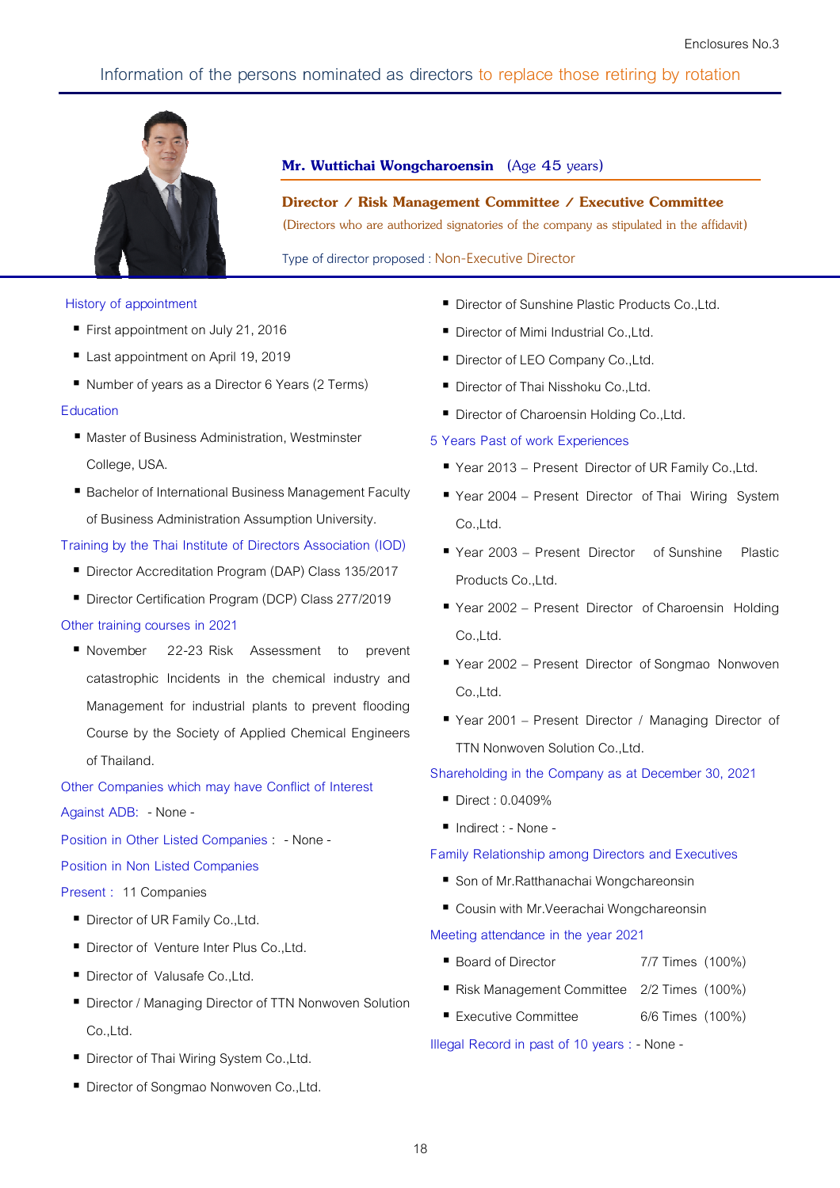## Information of the persons nominated as directors to replace those retiring by rotation

**Mr. Wuttichai Wongcharoensin** (Age 45 years)

**Director / Risk Management Committee / Executive Committee**

(Directors who are authorized signatories of the company as stipulated in the affidavit)

Type of director proposed : Non-Executive Director

### History of appointment

- First appointment on July 21, 2016
- Last appointment on April 19, 2019
- Number of years as a Director 6 Years (2 Terms)

### Education

- Master of Business Administration, Westminster College, USA.
- Bachelor of International Business Management Faculty of Business Administration Assumption University.

### Training by the Thai Institute of Directors Association (IOD)

- Director Accreditation Program (DAP) Class 135/2017
- Director Certification Program (DCP) Class 277/2019

### Other training courses in 2021

- November 22-23 Risk Assessment to prevent catastrophic Incidents in the chemical industry and Management for industrial plants to prevent flooding Course by the Society of Applied Chemical Engineers of Thailand.

### Other Companies which may have Conflict of Interest Against ADB: - None -

### Position in Other Listed Companies : - None -

### Position in Non Listed Companies

Present : 11 Companies

- Director of UR Family Co.,Ltd.
- Director of Venture Inter Plus Co.,Ltd.
- Director of Valusafe Co.,Ltd.
- Director / Managing Director of TTN Nonwoven Solution Co.,Ltd.
- Director of Thai Wiring System Co.,Ltd.
- Director of Songmao Nonwoven Co.,Ltd.
- Director of Sunshine Plastic Products Co.,Ltd.
- Director of Mimi Industrial Co.,Ltd.
- Director of LEO Company Co.,Ltd.
- Director of Thai Nisshoku Co.,Ltd.
- Director of Charoensin Holding Co.,Ltd.

### 5 Years Past of work Experiences

- Year 2013 – Present Director of UR Family Co.,Ltd.
- Year 2004 – Present Director of Thai Wiring System Co.,Ltd.
- Year 2003 – Present Director of Sunshine Plastic Products Co.,Ltd.
- Year 2002 – Present Director of Charoensin Holding Co.,Ltd.
- Year 2002 – Present Director of Songmao Nonwoven Co.,Ltd.
- Year 2001 – Present Director / Managing Director of TTN Nonwoven Solution Co.,Ltd.

### Shareholding in the Company as at December 30, 2021

- Direct : 0.0409%
- Indirect : - None -

### Family Relationship among Directors and Executives

- Son of Mr.Ratthanachai Wongchareonsin
- Cousin with Mr.Veerachai Wongchareonsin

### Meeting attendance in the year 2021

| | |
|---|---|
| Board of Director | 7/7 Times (100%) |
| Risk Management Committee | 2/2 Times (100%) |
| Executive Committee | 6/6 Times (100%) |

### Illegal Record in past of 10 years : - None -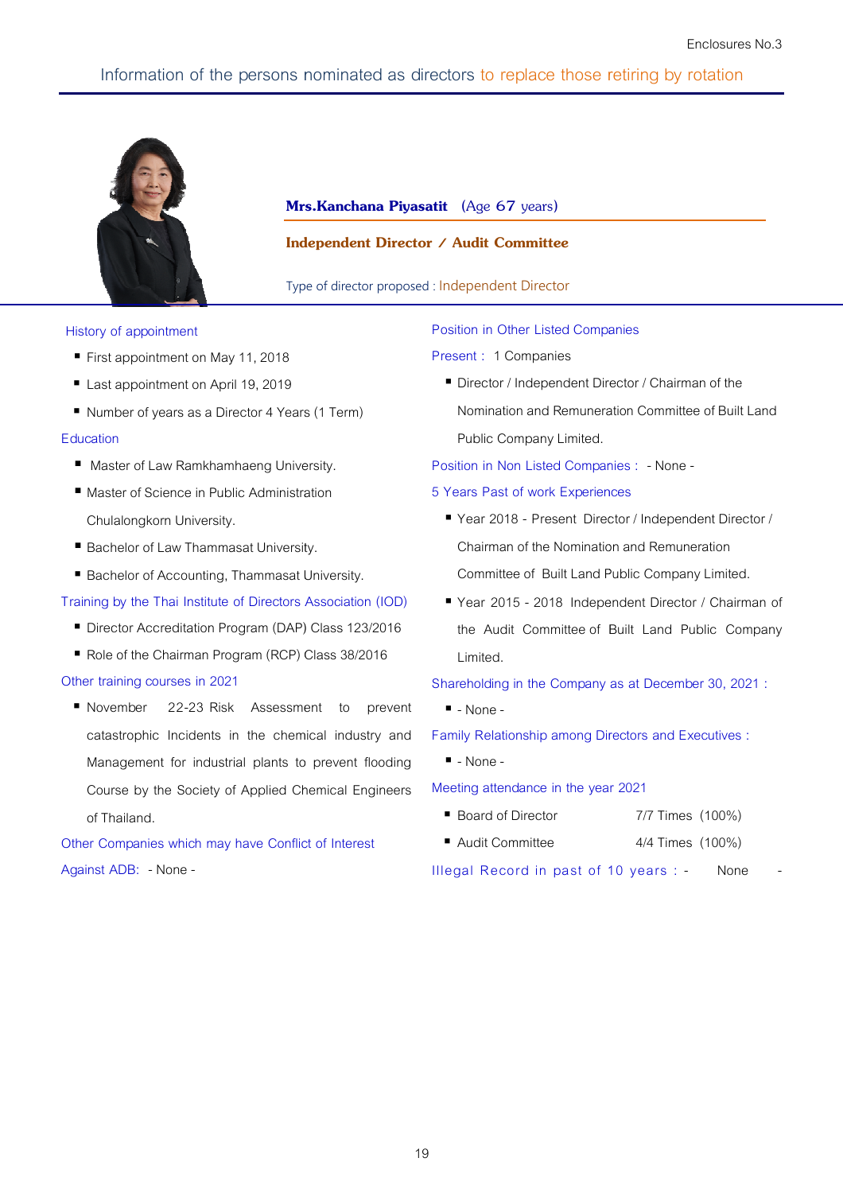Enclosures No.3

## Information of the persons nominated as directors to replace those retiring by rotation

**Mrs.Kanchana Piyasatit** (Age 67 years)

**Independent Director / Audit Committee**

Type of director proposed : Independent Director

### History of appointment

- First appointment on May 11, 2018
- Last appointment on April 19, 2019
- Number of years as a Director 4 Years (1 Term)

### Education

- Master of Law Ramkhamhaeng University.
- Master of Science in Public Administration Chulalongkorn University.
- Bachelor of Law Thammasat University.
- Bachelor of Accounting, Thammasat University.

### Training by the Thai Institute of Directors Association (IOD)

- Director Accreditation Program (DAP) Class 123/2016
- Role of the Chairman Program (RCP) Class 38/2016

### Other training courses in 2021

- November 22-23 Risk Assessment to prevent catastrophic Incidents in the chemical industry and Management for industrial plants to prevent flooding Course by the Society of Applied Chemical Engineers of Thailand.

### Other Companies which may have Conflict of Interest Against ADB: - None -

### Position in Other Listed Companies

Present : 1 Companies

- Director / Independent Director / Chairman of the Nomination and Remuneration Committee of Built Land Public Company Limited.

### Position in Non Listed Companies : - None -

### 5 Years Past of work Experiences

- Year 2018 - Present Director / Independent Director / Chairman of the Nomination and Remuneration Committee of Built Land Public Company Limited.
- Year 2015 - 2018 Independent Director / Chairman of the Audit Committee of Built Land Public Company Limited.

### Shareholding in the Company as at December 30, 2021 :

- - None -

### Family Relationship among Directors and Executives :

- - None -

### Meeting attendance in the year 2021

- Board of Director 7/7 Times (100%)
- Audit Committee 4/4 Times (100%)

### Illegal Record in past of 10 years : - None -